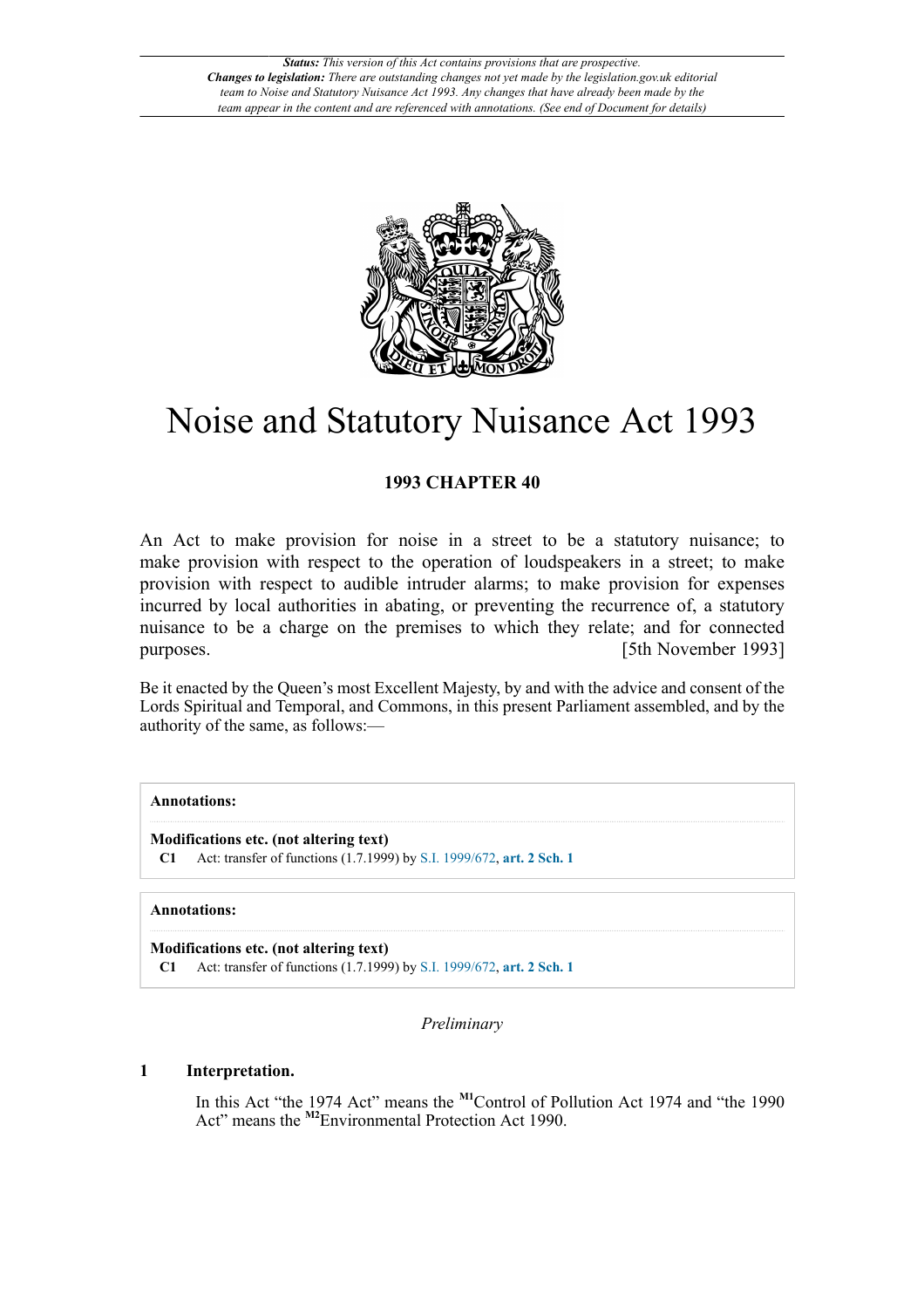# Noise and Statutory Nuisance Act 1993

**1993 CHAPTER 40**

An Act to make provision for noise in a street to be a statutory nuisance; to make provision with respect to the operation of loudspeakers in a street; to make provision with respect to audible intruder alarms; to make provision for expenses incurred by local authorities in abating, or preventing the recurrence of, a statutory nuisance to be a charge on the premises to which they relate; and for connected purposes. [5th November 1993]

Be it enacted by the Queen's most Excellent Majesty, by and with the advice and consent of the Lords Spiritual and Temporal, and Commons, in this present Parliament assembled, and by the authority of the same, as follows:—

**Annotations:**

**Modifications etc. (not altering text)**

**C1** Act: transfer of functions (1.7.1999) by S.I. 1999/672, **art. 2 Sch. 1**

**Annotations:**

**Modifications etc. (not altering text)**

**C1** Act: transfer of functions (1.7.1999) by S.I. 1999/672, **art. 2 Sch. 1**

*Preliminary*

## 1 Interpretation.

In this Act "the 1974 Act" means the [M1]Control of Pollution Act 1974 and "the 1990 Act" means the [M2]Environmental Protection Act 1990.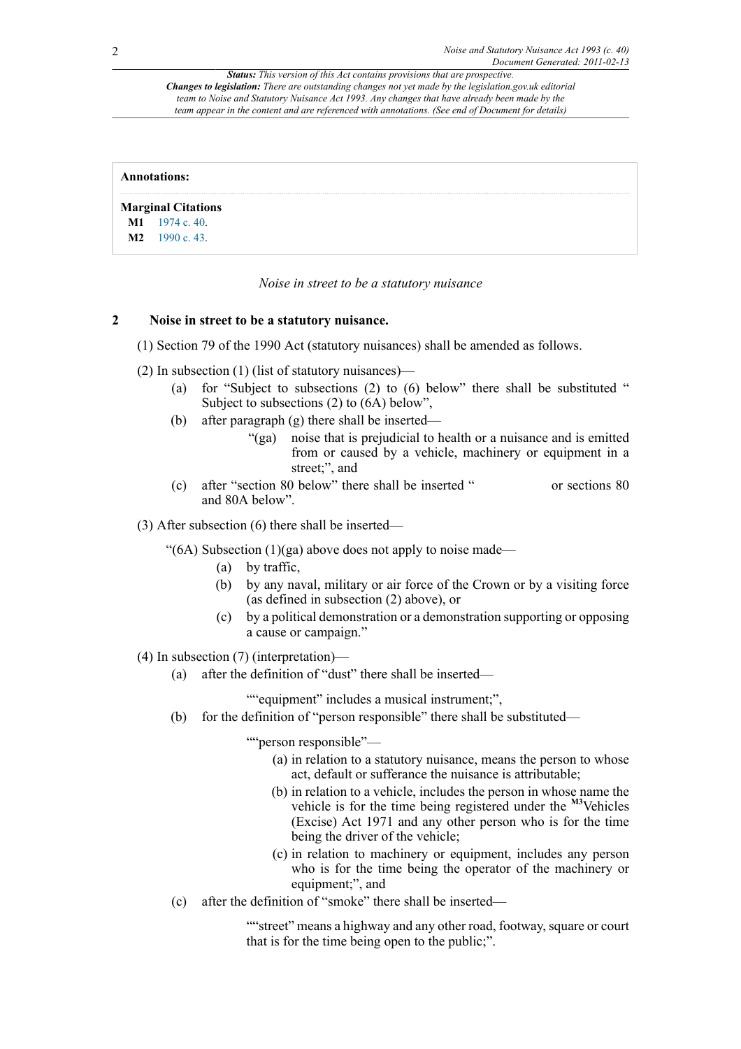Status: This version of this Act contains provisions that are prospective.
Changes to legislation: There are outstanding changes not yet made by the legislation.gov.uk editorial team to Noise and Statutory Nuisance Act 1993. Any changes that have already been made by the team appear in the content and are referenced with annotations. (See end of Document for details)

**Annotations:**

**Marginal Citations**

**M1** 1974 c. 40.

**M2** 1990 c. 43.

*Noise in street to be a statutory nuisance*

## 2 Noise in street to be a statutory nuisance.

(1) Section 79 of the 1990 Act (statutory nuisances) shall be amended as follows.

(2) In subsection (1) (list of statutory nuisances)—

(a) for "Subject to subsections (2) to (6) below" there shall be substituted " Subject to subsections (2) to (6A) below",

(b) after paragraph (g) there shall be inserted—

"(ga) noise that is prejudicial to health or a nuisance and is emitted from or caused by a vehicle, machinery or equipment in a street;", and

(c) after "section 80 below" there shall be inserted " or sections 80 and 80A below".

(3) After subsection (6) there shall be inserted—

"(6A) Subsection (1)(ga) above does not apply to noise made—

(a) by traffic,

(b) by any naval, military or air force of the Crown or by a visiting force (as defined in subsection (2) above), or

(c) by a political demonstration or a demonstration supporting or opposing a cause or campaign."

(4) In subsection (7) (interpretation)—

(a) after the definition of "dust" there shall be inserted—

""equipment" includes a musical instrument;",

(b) for the definition of "person responsible" there shall be substituted—

""person responsible"—

(a) in relation to a statutory nuisance, means the person to whose act, default or sufferance the nuisance is attributable;

(b) in relation to a vehicle, includes the person in whose name the vehicle is for the time being registered under the [M3]Vehicles (Excise) Act 1971 and any other person who is for the time being the driver of the vehicle;

(c) in relation to machinery or equipment, includes any person who is for the time being the operator of the machinery or equipment;", and

(c) after the definition of "smoke" there shall be inserted—

""street" means a highway and any other road, footway, square or court that is for the time being open to the public;".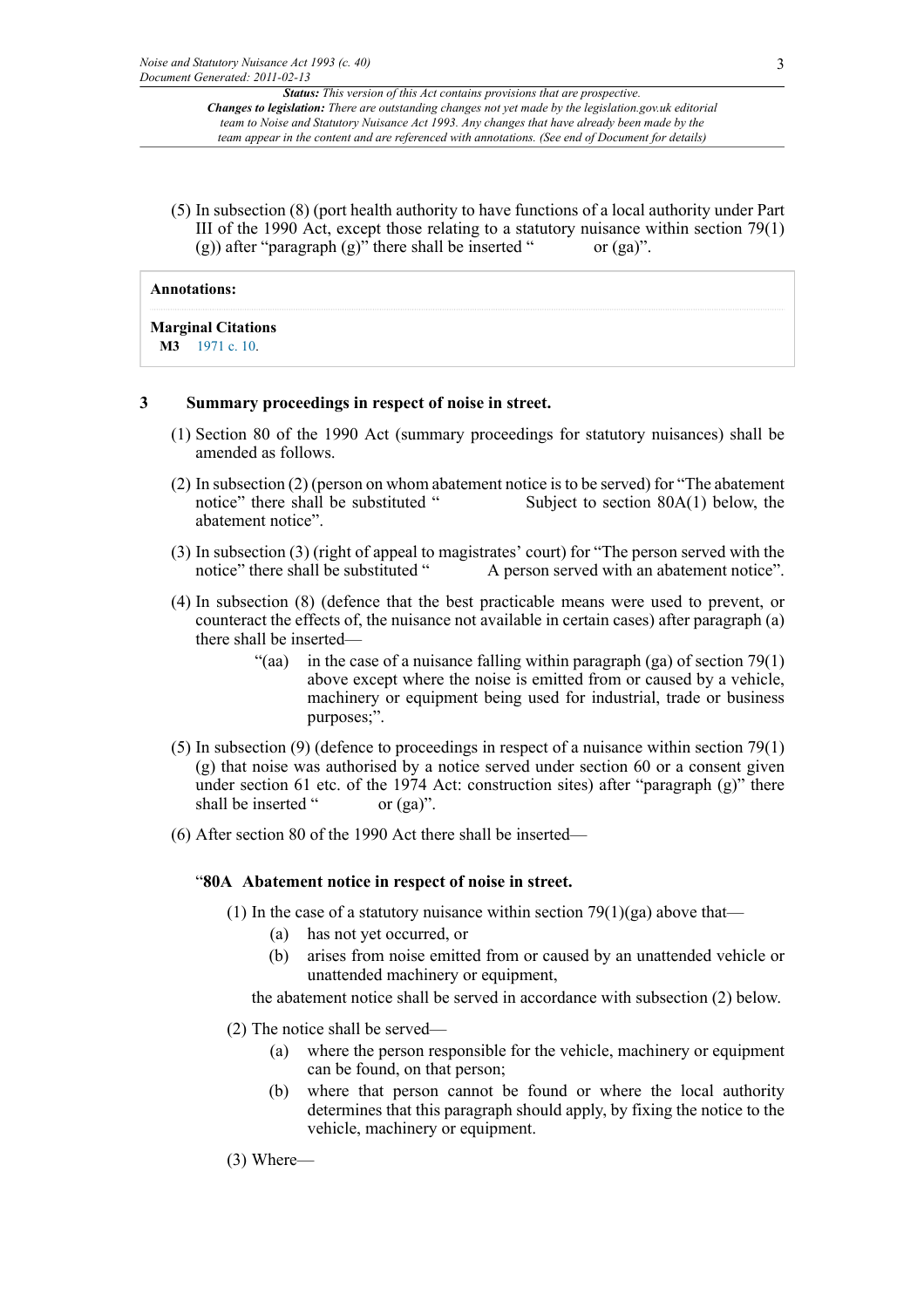(5) In subsection (8) (port health authority to have functions of a local authority under Part III of the 1990 Act, except those relating to a statutory nuisance within section 79(1)(g)) after "paragraph (g)" there shall be inserted " or (ga)".

**Annotations:**

**Marginal Citations**

**M3** 1971 c. 10.

### 3 Summary proceedings in respect of noise in street.

(1) Section 80 of the 1990 Act (summary proceedings for statutory nuisances) shall be amended as follows.

(2) In subsection (2) (person on whom abatement notice is to be served) for "The abatement notice" there shall be substituted " Subject to section 80A(1) below, the abatement notice".

(3) In subsection (3) (right of appeal to magistrates' court) for "The person served with the notice" there shall be substituted " A person served with an abatement notice".

(4) In subsection (8) (defence that the best practicable means were used to prevent, or counteract the effects of, the nuisance not available in certain cases) after paragraph (a) there shall be inserted—

"(aa) in the case of a nuisance falling within paragraph (ga) of section 79(1) above except where the noise is emitted from or caused by a vehicle, machinery or equipment being used for industrial, trade or business purposes;".

(5) In subsection (9) (defence to proceedings in respect of a nuisance within section 79(1)(g) that noise was authorised by a notice served under section 60 or a consent given under section 61 etc. of the 1974 Act: construction sites) after "paragraph (g)" there shall be inserted " or (ga)".

(6) After section 80 of the 1990 Act there shall be inserted—

"**80A Abatement notice in respect of noise in street.**

(1) In the case of a statutory nuisance within section 79(1)(ga) above that—

(a) has not yet occurred, or

(b) arises from noise emitted from or caused by an unattended vehicle or unattended machinery or equipment,

the abatement notice shall be served in accordance with subsection (2) below.

(2) The notice shall be served—

(a) where the person responsible for the vehicle, machinery or equipment can be found, on that person;

(b) where that person cannot be found or where the local authority determines that this paragraph should apply, by fixing the notice to the vehicle, machinery or equipment.

(3) Where—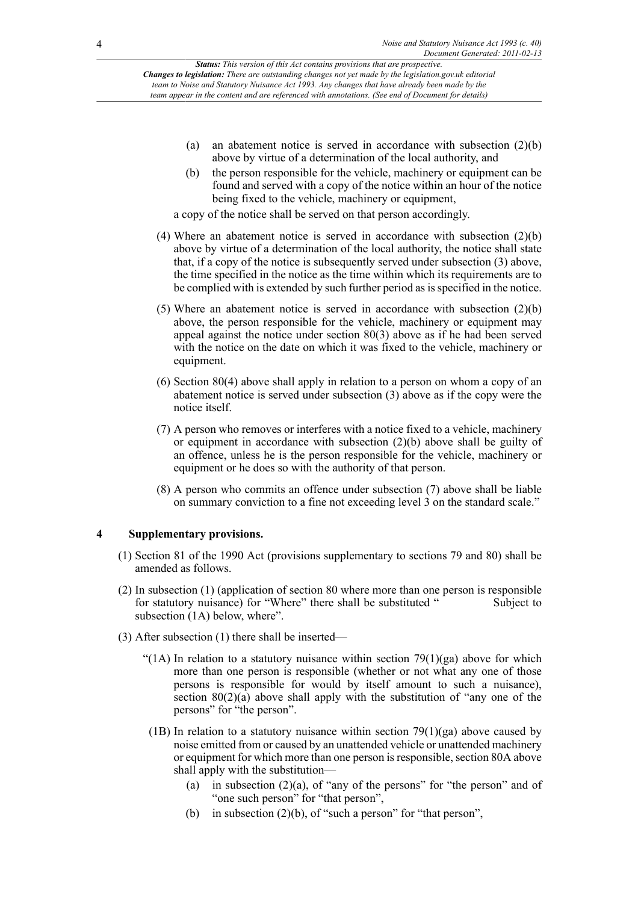(a) an abatement notice is served in accordance with subsection (2)(b) above by virtue of a determination of the local authority, and

(b) the person responsible for the vehicle, machinery or equipment can be found and served with a copy of the notice within an hour of the notice being fixed to the vehicle, machinery or equipment,

a copy of the notice shall be served on that person accordingly.

(4) Where an abatement notice is served in accordance with subsection (2)(b) above by virtue of a determination of the local authority, the notice shall state that, if a copy of the notice is subsequently served under subsection (3) above, the time specified in the notice as the time within which its requirements are to be complied with is extended by such further period as is specified in the notice.

(5) Where an abatement notice is served in accordance with subsection (2)(b) above, the person responsible for the vehicle, machinery or equipment may appeal against the notice under section 80(3) above as if he had been served with the notice on the date on which it was fixed to the vehicle, machinery or equipment.

(6) Section 80(4) above shall apply in relation to a person on whom a copy of an abatement notice is served under subsection (3) above as if the copy were the notice itself.

(7) A person who removes or interferes with a notice fixed to a vehicle, machinery or equipment in accordance with subsection (2)(b) above shall be guilty of an offence, unless he is the person responsible for the vehicle, machinery or equipment or he does so with the authority of that person.

(8) A person who commits an offence under subsection (7) above shall be liable on summary conviction to a fine not exceeding level 3 on the standard scale."

## 4 Supplementary provisions.

(1) Section 81 of the 1990 Act (provisions supplementary to sections 79 and 80) shall be amended as follows.

(2) In subsection (1) (application of section 80 where more than one person is responsible for statutory nuisance) for "Where" there shall be substituted " Subject to subsection (1A) below, where".

(3) After subsection (1) there shall be inserted—

"(1A) In relation to a statutory nuisance within section 79(1)(ga) above for which more than one person is responsible (whether or not what any one of those persons is responsible for would by itself amount to such a nuisance), section 80(2)(a) above shall apply with the substitution of "any one of the persons" for "the person".

(1B) In relation to a statutory nuisance within section 79(1)(ga) above caused by noise emitted from or caused by an unattended vehicle or unattended machinery or equipment for which more than one person is responsible, section 80A above shall apply with the substitution—

(a) in subsection (2)(a), of "any of the persons" for "the person" and of "one such person" for "that person",

(b) in subsection (2)(b), of "such a person" for "that person",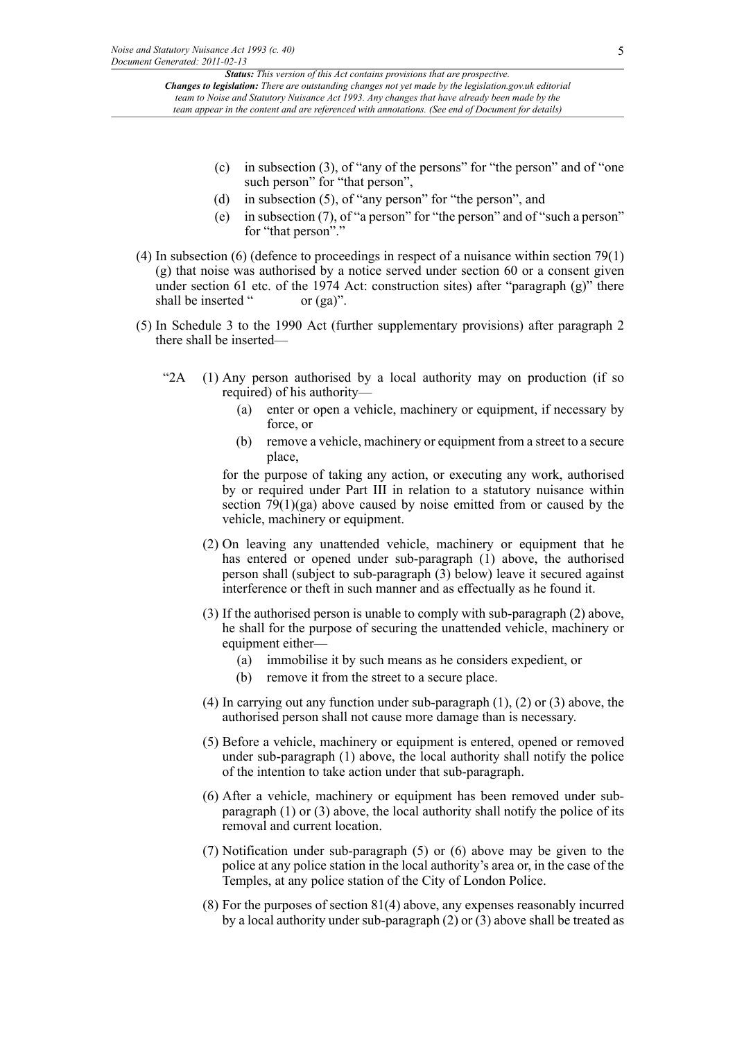(c) in subsection (3), of "any of the persons" for "the person" and of "one such person" for "that person",

(d) in subsection (5), of "any person" for "the person", and

(e) in subsection (7), of "a person" for "the person" and of "such a person" for "that person"."

(4) In subsection (6) (defence to proceedings in respect of a nuisance within section 79(1)(g) that noise was authorised by a notice served under section 60 or a consent given under section 61 etc. of the 1974 Act: construction sites) after "paragraph (g)" there shall be inserted " or (ga)".

(5) In Schedule 3 to the 1990 Act (further supplementary provisions) after paragraph 2 there shall be inserted—

"2A (1) Any person authorised by a local authority may on production (if so required) of his authority—

(a) enter or open a vehicle, machinery or equipment, if necessary by force, or

(b) remove a vehicle, machinery or equipment from a street to a secure place,

for the purpose of taking any action, or executing any work, authorised by or required under Part III in relation to a statutory nuisance within section 79(1)(ga) above caused by noise emitted from or caused by the vehicle, machinery or equipment.

(2) On leaving any unattended vehicle, machinery or equipment that he has entered or opened under sub-paragraph (1) above, the authorised person shall (subject to sub-paragraph (3) below) leave it secured against interference or theft in such manner and as effectually as he found it.

(3) If the authorised person is unable to comply with sub-paragraph (2) above, he shall for the purpose of securing the unattended vehicle, machinery or equipment either—

(a) immobilise it by such means as he considers expedient, or

(b) remove it from the street to a secure place.

(4) In carrying out any function under sub-paragraph (1), (2) or (3) above, the authorised person shall not cause more damage than is necessary.

(5) Before a vehicle, machinery or equipment is entered, opened or removed under sub-paragraph (1) above, the local authority shall notify the police of the intention to take action under that sub-paragraph.

(6) After a vehicle, machinery or equipment has been removed under sub-paragraph (1) or (3) above, the local authority shall notify the police of its removal and current location.

(7) Notification under sub-paragraph (5) or (6) above may be given to the police at any police station in the local authority's area or, in the case of the Temples, at any police station of the City of London Police.

(8) For the purposes of section 81(4) above, any expenses reasonably incurred by a local authority under sub-paragraph (2) or (3) above shall be treated as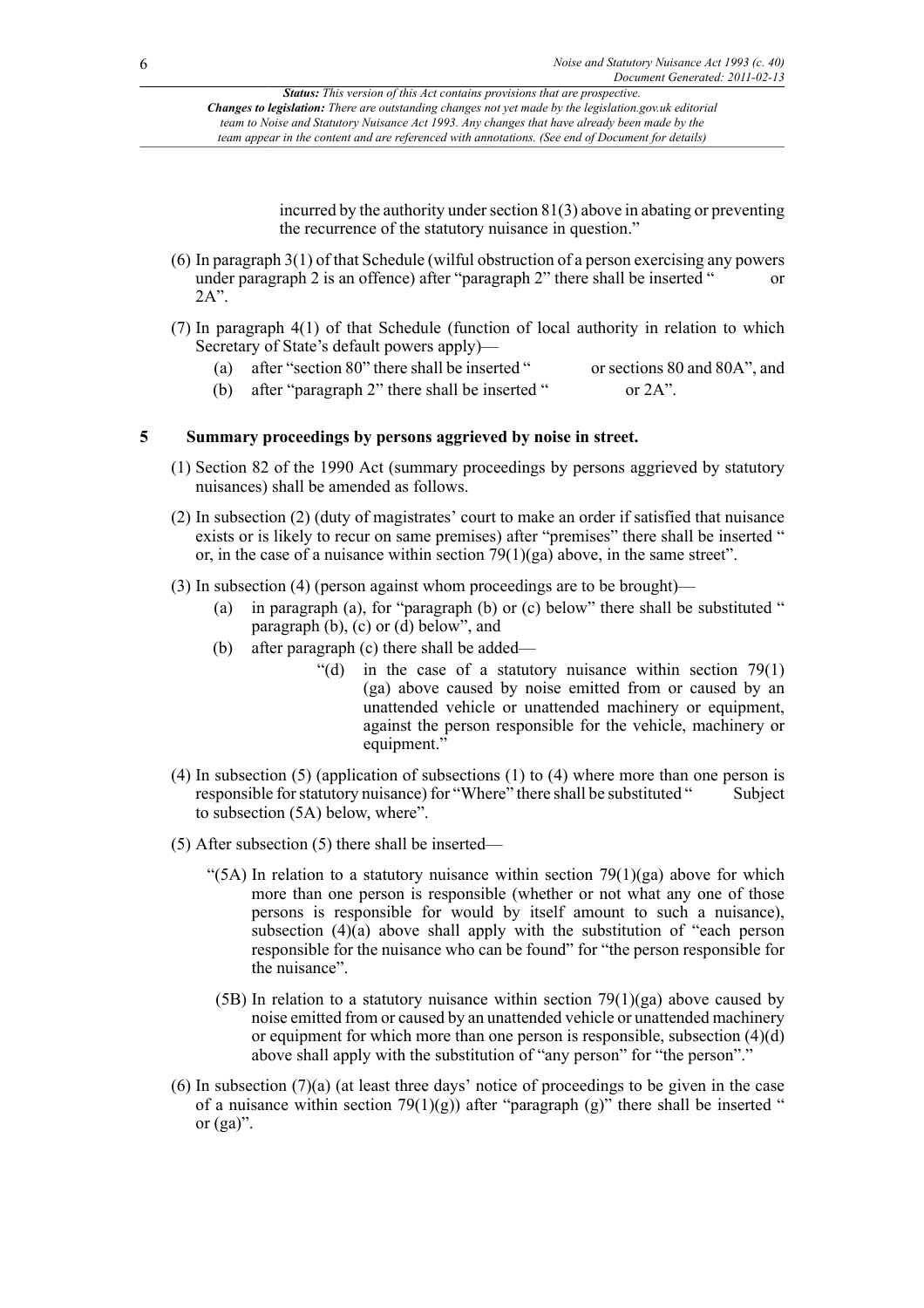incurred by the authority under section 81(3) above in abating or preventing the recurrence of the statutory nuisance in question."

(6) In paragraph 3(1) of that Schedule (wilful obstruction of a person exercising any powers under paragraph 2 is an offence) after "paragraph 2" there shall be inserted " or 2A".

(7) In paragraph 4(1) of that Schedule (function of local authority in relation to which Secretary of State's default powers apply)—

(a) after "section 80" there shall be inserted " or sections 80 and 80A", and

(b) after "paragraph 2" there shall be inserted " or 2A".

## 5 Summary proceedings by persons aggrieved by noise in street.

(1) Section 82 of the 1990 Act (summary proceedings by persons aggrieved by statutory nuisances) shall be amended as follows.

(2) In subsection (2) (duty of magistrates' court to make an order if satisfied that nuisance exists or is likely to recur on same premises) after "premises" there shall be inserted " or, in the case of a nuisance within section 79(1)(ga) above, in the same street".

(3) In subsection (4) (person against whom proceedings are to be brought)—

(a) in paragraph (a), for "paragraph (b) or (c) below" there shall be substituted " paragraph (b), (c) or (d) below", and

(b) after paragraph (c) there shall be added—

"(d) in the case of a statutory nuisance within section 79(1)(ga) above caused by noise emitted from or caused by an unattended vehicle or unattended machinery or equipment, against the person responsible for the vehicle, machinery or equipment."

(4) In subsection (5) (application of subsections (1) to (4) where more than one person is responsible for statutory nuisance) for "Where" there shall be substituted " Subject to subsection (5A) below, where".

(5) After subsection (5) there shall be inserted—

"(5A) In relation to a statutory nuisance within section 79(1)(ga) above for which more than one person is responsible (whether or not what any one of those persons is responsible for would by itself amount to such a nuisance), subsection (4)(a) above shall apply with the substitution of "each person responsible for the nuisance who can be found" for "the person responsible for the nuisance".

(5B) In relation to a statutory nuisance within section 79(1)(ga) above caused by noise emitted from or caused by an unattended vehicle or unattended machinery or equipment for which more than one person is responsible, subsection (4)(d) above shall apply with the substitution of "any person" for "the person"."

(6) In subsection (7)(a) (at least three days' notice of proceedings to be given in the case of a nuisance within section 79(1)(g)) after "paragraph (g)" there shall be inserted " or (ga)".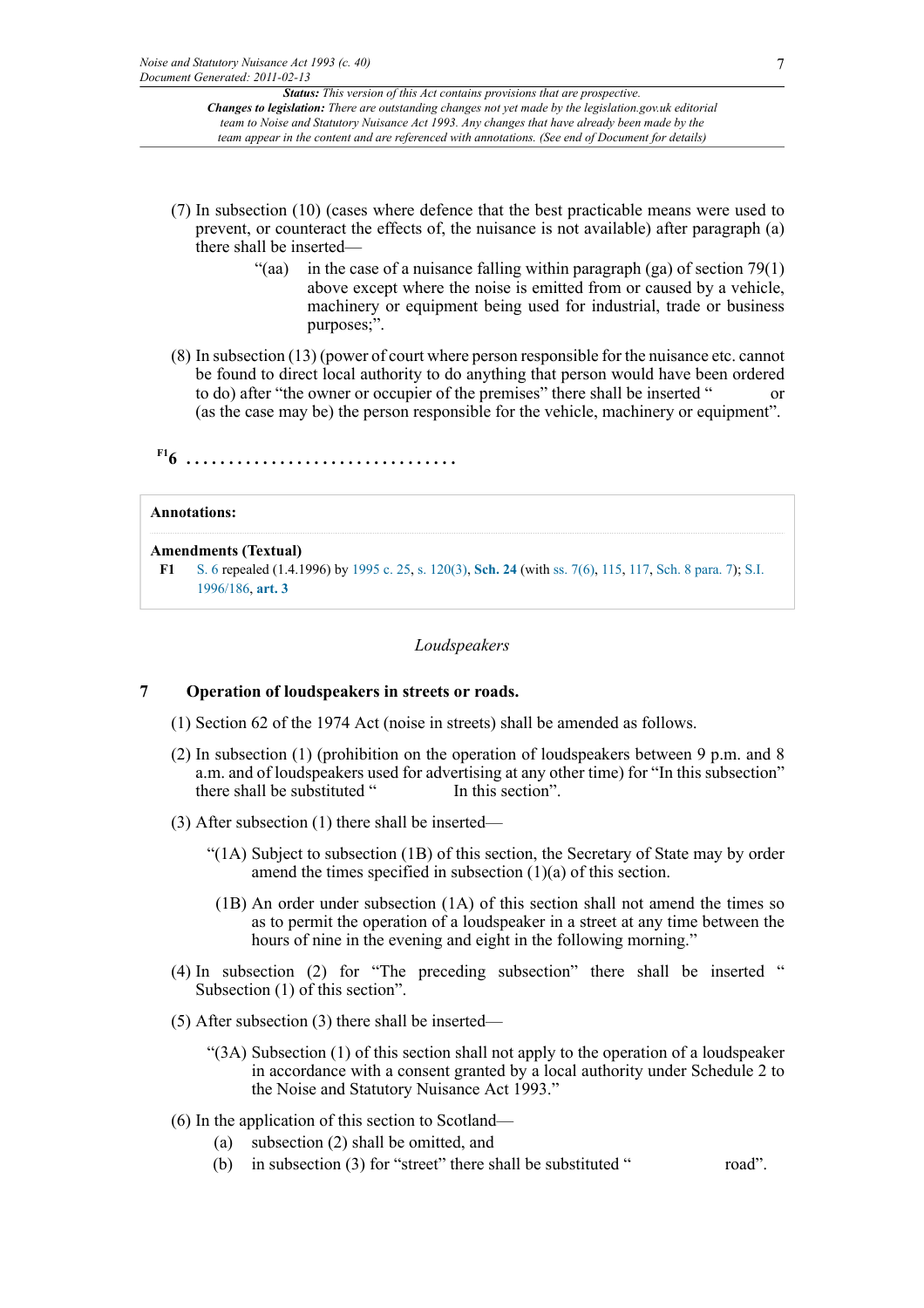(7) In subsection (10) (cases where defence that the best practicable means were used to prevent, or counteract the effects of, the nuisance is not available) after paragraph (a) there shall be inserted—

> "(aa) in the case of a nuisance falling within paragraph (ga) of section 79(1) above except where the noise is emitted from or caused by a vehicle, machinery or equipment being used for industrial, trade or business purposes;".

(8) In subsection (13) (power of court where person responsible for the nuisance etc. cannot be found to direct local authority to do anything that person would have been ordered to do) after "the owner or occupier of the premises" there shall be inserted " or (as the case may be) the person responsible for the vehicle, machinery or equipment".

**[F1]6 . . . . . . . . . . . . . . . . . . . . . . . . . . . . . . .**

**Annotations:**

**Amendments (Textual)**

**F1** S. 6 repealed (1.4.1996) by 1995 c. 25, s. 120(3), **Sch. 24** (with ss. 7(6), 115, 117, Sch. 8 para. 7); S.I. 1996/186, **art. 3**

*Loudspeakers*

## 7 Operation of loudspeakers in streets or roads.

(1) Section 62 of the 1974 Act (noise in streets) shall be amended as follows.

(2) In subsection (1) (prohibition on the operation of loudspeakers between 9 p.m. and 8 a.m. and of loudspeakers used for advertising at any other time) for "In this subsection" there shall be substituted " In this section".

(3) After subsection (1) there shall be inserted—

> "(1A) Subject to subsection (1B) of this section, the Secretary of State may by order amend the times specified in subsection (1)(a) of this section.
>
> (1B) An order under subsection (1A) of this section shall not amend the times so as to permit the operation of a loudspeaker in a street at any time between the hours of nine in the evening and eight in the following morning."

(4) In subsection (2) for "The preceding subsection" there shall be inserted " Subsection (1) of this section".

(5) After subsection (3) there shall be inserted—

> "(3A) Subsection (1) of this section shall not apply to the operation of a loudspeaker in accordance with a consent granted by a local authority under Schedule 2 to the Noise and Statutory Nuisance Act 1993."

(6) In the application of this section to Scotland—

(a) subsection (2) shall be omitted, and

(b) in subsection (3) for "street" there shall be substituted " road".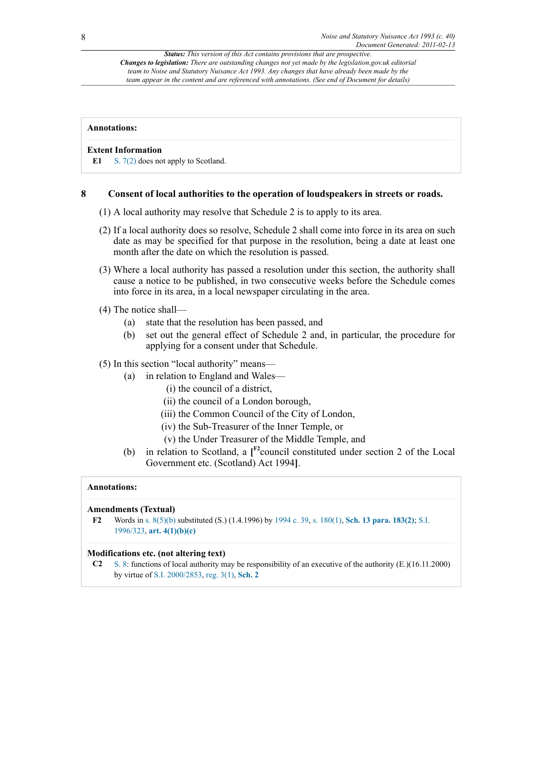**Status:** *This version of this Act contains provisions that are prospective.*
***Changes to legislation:*** *There are outstanding changes not yet made by the legislation.gov.uk editorial team to Noise and Statutory Nuisance Act 1993. Any changes that have already been made by the team appear in the content and are referenced with annotations. (See end of Document for details)*

**Annotations:**

**Extent Information**

**E1** S. 7(2) does not apply to Scotland.

### 8 Consent of local authorities to the operation of loudspeakers in streets or roads.

(1) A local authority may resolve that Schedule 2 is to apply to its area.

(2) If a local authority does so resolve, Schedule 2 shall come into force in its area on such date as may be specified for that purpose in the resolution, being a date at least one month after the date on which the resolution is passed.

(3) Where a local authority has passed a resolution under this section, the authority shall cause a notice to be published, in two consecutive weeks before the Schedule comes into force in its area, in a local newspaper circulating in the area.

(4) The notice shall—

- (a) state that the resolution has been passed, and
- (b) set out the general effect of Schedule 2 and, in particular, the procedure for applying for a consent under that Schedule.

(5) In this section "local authority" means—

- (a) in relation to England and Wales—
  - (i) the council of a district,
  - (ii) the council of a London borough,
  - (iii) the Common Council of the City of London,
  - (iv) the Sub-Treasurer of the Inner Temple, or
  - (v) the Under Treasurer of the Middle Temple, and
- (b) in relation to Scotland, a [F2council constituted under section 2 of the Local Government etc. (Scotland) Act 1994].

**Annotations:**

**Amendments (Textual)**

**F2** Words in s. 8(5)(b) substituted (S.) (1.4.1996) by 1994 c. 39, s. 180(1), **Sch. 13 para. 183(2)**; S.I. 1996/323, **art. 4(1)(b)(c)**

**Modifications etc. (not altering text)**

**C2** S. 8: functions of local authority may be responsibility of an executive of the authority (E.)(16.11.2000) by virtue of S.I. 2000/2853, reg. 3(1), **Sch. 2**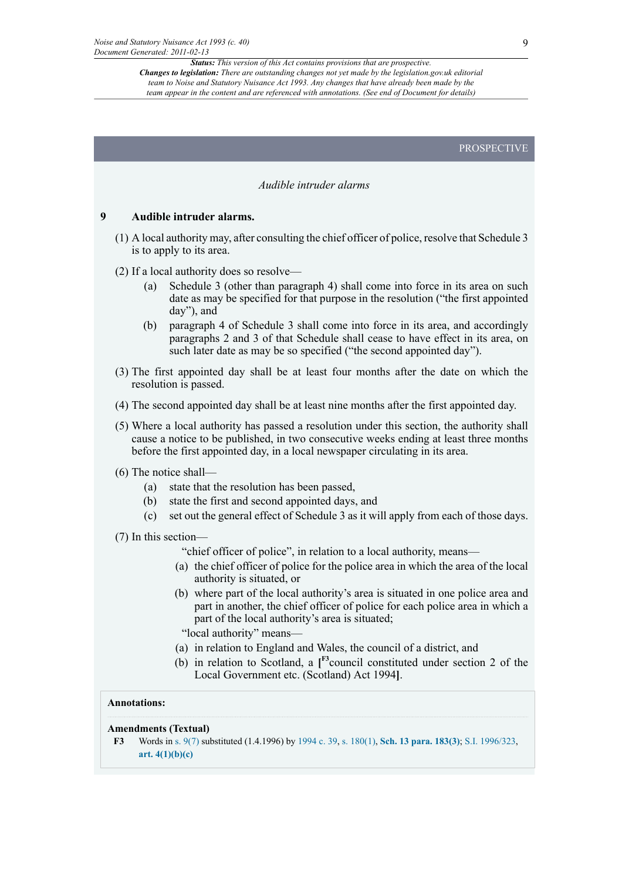PROSPECTIVE

*Audible intruder alarms*

**9 Audible intruder alarms.**

(1) A local authority may, after consulting the chief officer of police, resolve that Schedule 3 is to apply to its area.

(2) If a local authority does so resolve—

(a) Schedule 3 (other than paragraph 4) shall come into force in its area on such date as may be specified for that purpose in the resolution ("the first appointed day"), and

(b) paragraph 4 of Schedule 3 shall come into force in its area, and accordingly paragraphs 2 and 3 of that Schedule shall cease to have effect in its area, on such later date as may be so specified ("the second appointed day").

(3) The first appointed day shall be at least four months after the date on which the resolution is passed.

(4) The second appointed day shall be at least nine months after the first appointed day.

(5) Where a local authority has passed a resolution under this section, the authority shall cause a notice to be published, in two consecutive weeks ending at least three months before the first appointed day, in a local newspaper circulating in its area.

(6) The notice shall—

(a) state that the resolution has been passed,

(b) state the first and second appointed days, and

(c) set out the general effect of Schedule 3 as it will apply from each of those days.

(7) In this section—

"chief officer of police", in relation to a local authority, means—

(a) the chief officer of police for the police area in which the area of the local authority is situated, or

(b) where part of the local authority's area is situated in one police area and part in another, the chief officer of police for each police area in which a part of the local authority's area is situated;

"local authority" means—

(a) in relation to England and Wales, the council of a district, and

(b) in relation to Scotland, a [F3council constituted under section 2 of the Local Government etc. (Scotland) Act 1994].

**Annotations:**

**Amendments (Textual)**

**F3** Words in s. 9(7) substituted (1.4.1996) by 1994 c. 39, s. 180(1), **Sch. 13 para. 183(3)**; S.I. 1996/323, **art. 4(1)(b)(c)**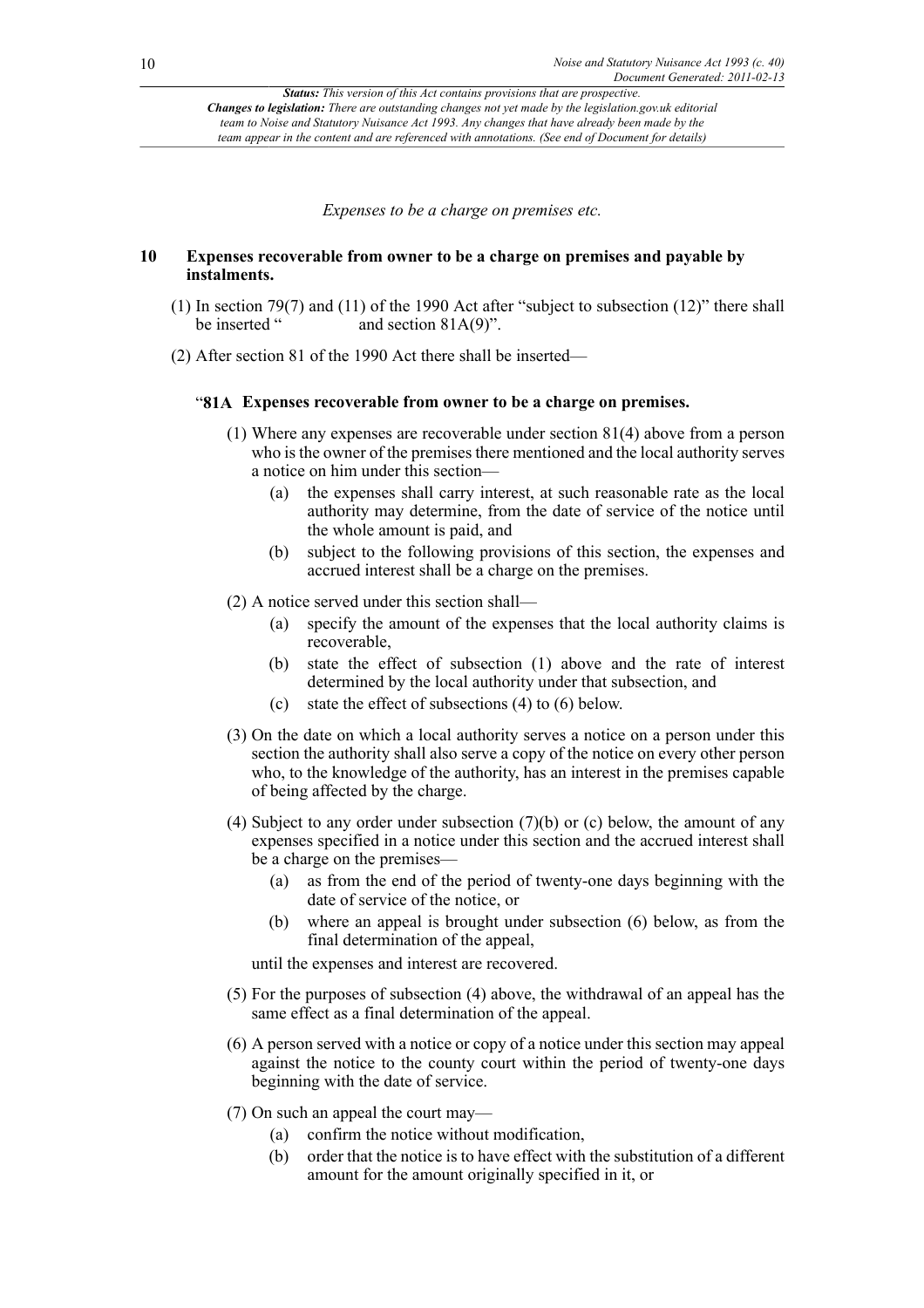*Expenses to be a charge on premises etc.*

**10 Expenses recoverable from owner to be a charge on premises and payable by instalments.**

(1) In section 79(7) and (11) of the 1990 Act after "subject to subsection (12)" there shall be inserted " and section 81A(9)".

(2) After section 81 of the 1990 Act there shall be inserted—

"**81A Expenses recoverable from owner to be a charge on premises.**

(1) Where any expenses are recoverable under section 81(4) above from a person who is the owner of the premises there mentioned and the local authority serves a notice on him under this section—

(a) the expenses shall carry interest, at such reasonable rate as the local authority may determine, from the date of service of the notice until the whole amount is paid, and

(b) subject to the following provisions of this section, the expenses and accrued interest shall be a charge on the premises.

(2) A notice served under this section shall—

(a) specify the amount of the expenses that the local authority claims is recoverable,

(b) state the effect of subsection (1) above and the rate of interest determined by the local authority under that subsection, and

(c) state the effect of subsections (4) to (6) below.

(3) On the date on which a local authority serves a notice on a person under this section the authority shall also serve a copy of the notice on every other person who, to the knowledge of the authority, has an interest in the premises capable of being affected by the charge.

(4) Subject to any order under subsection (7)(b) or (c) below, the amount of any expenses specified in a notice under this section and the accrued interest shall be a charge on the premises—

(a) as from the end of the period of twenty-one days beginning with the date of service of the notice, or

(b) where an appeal is brought under subsection (6) below, as from the final determination of the appeal,

until the expenses and interest are recovered.

(5) For the purposes of subsection (4) above, the withdrawal of an appeal has the same effect as a final determination of the appeal.

(6) A person served with a notice or copy of a notice under this section may appeal against the notice to the county court within the period of twenty-one days beginning with the date of service.

(7) On such an appeal the court may—

(a) confirm the notice without modification,

(b) order that the notice is to have effect with the substitution of a different amount for the amount originally specified in it, or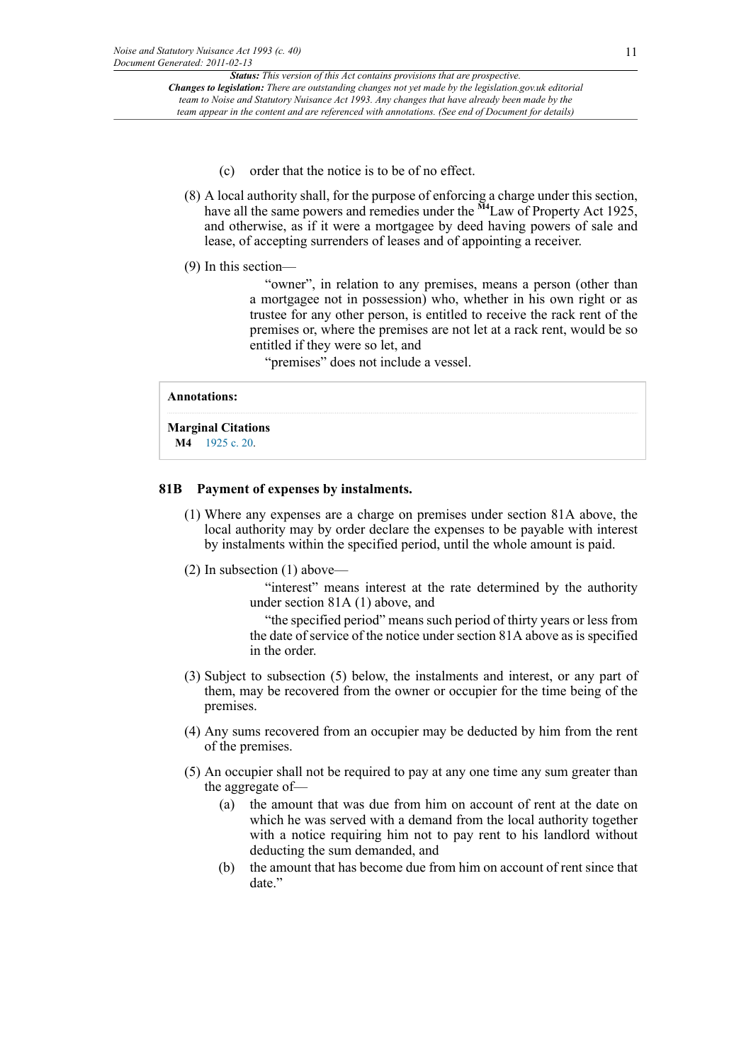(c) order that the notice is to be of no effect.

(8) A local authority shall, for the purpose of enforcing a charge under this section, have all the same powers and remedies under the [M4]Law of Property Act 1925, and otherwise, as if it were a mortgagee by deed having powers of sale and lease, of accepting surrenders of leases and of appointing a receiver.

(9) In this section—

"owner", in relation to any premises, means a person (other than a mortgagee not in possession) who, whether in his own right or as trustee for any other person, is entitled to receive the rack rent of the premises or, where the premises are not let at a rack rent, would be so entitled if they were so let, and

"premises" does not include a vessel.

**Annotations:**

**Marginal Citations**

**M4** 1925 c. 20.

### 81B Payment of expenses by instalments.

(1) Where any expenses are a charge on premises under section 81A above, the local authority may by order declare the expenses to be payable with interest by instalments within the specified period, until the whole amount is paid.

(2) In subsection (1) above—

"interest" means interest at the rate determined by the authority under section 81A (1) above, and

"the specified period" means such period of thirty years or less from the date of service of the notice under section 81A above as is specified in the order.

(3) Subject to subsection (5) below, the instalments and interest, or any part of them, may be recovered from the owner or occupier for the time being of the premises.

(4) Any sums recovered from an occupier may be deducted by him from the rent of the premises.

(5) An occupier shall not be required to pay at any one time any sum greater than the aggregate of—

(a) the amount that was due from him on account of rent at the date on which he was served with a demand from the local authority together with a notice requiring him not to pay rent to his landlord without deducting the sum demanded, and

(b) the amount that has become due from him on account of rent since that date."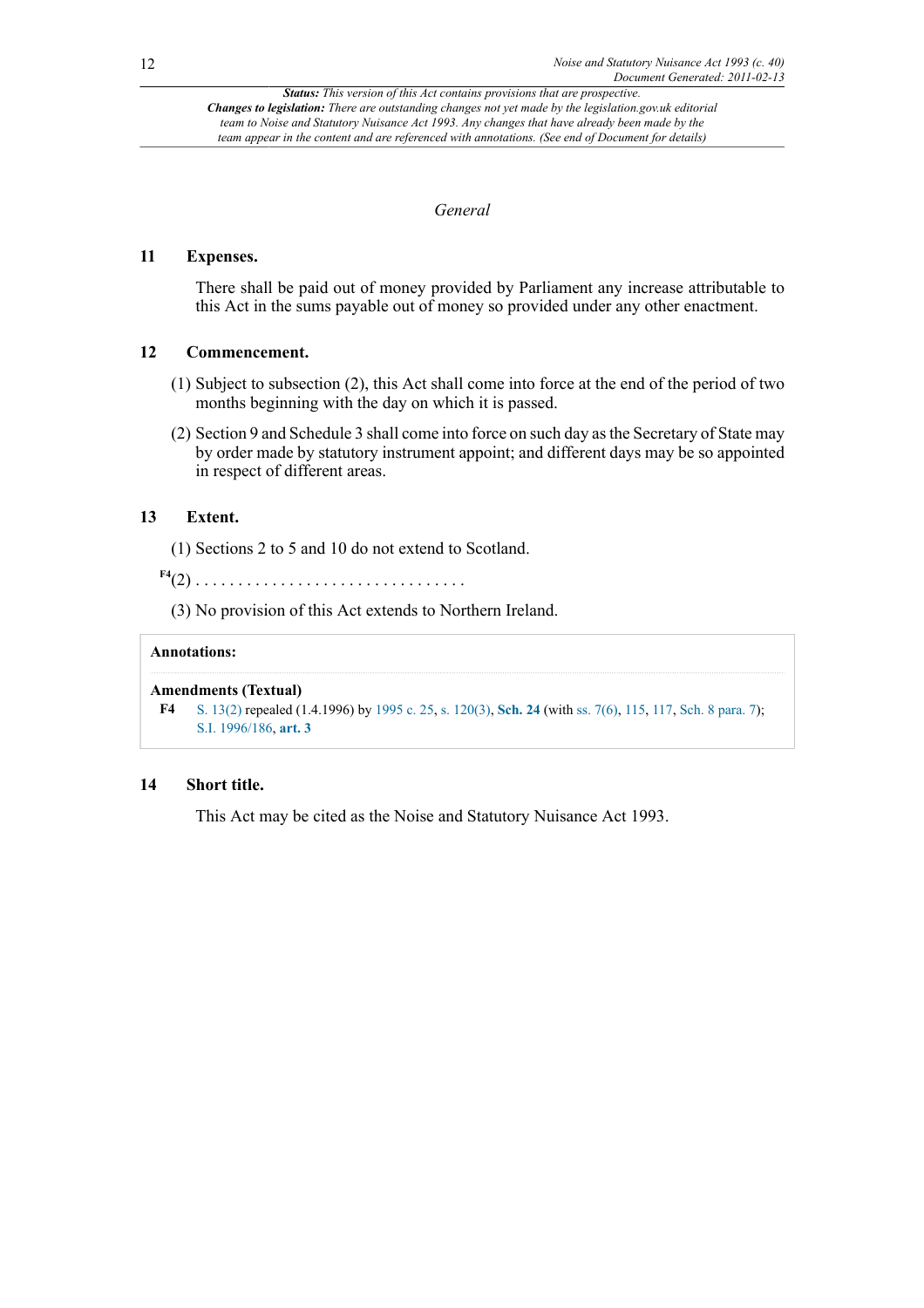*General*

## 11 Expenses.

There shall be paid out of money provided by Parliament any increase attributable to this Act in the sums payable out of money so provided under any other enactment.

## 12 Commencement.

(1) Subject to subsection (2), this Act shall come into force at the end of the period of two months beginning with the day on which it is passed.

(2) Section 9 and Schedule 3 shall come into force on such day as the Secretary of State may by order made by statutory instrument appoint; and different days may be so appointed in respect of different areas.

## 13 Extent.

(1) Sections 2 to 5 and 10 do not extend to Scotland.

F4(2) . . . . . . . . . . . . . . . . . . . . . . . . . . . . . . .

(3) No provision of this Act extends to Northern Ireland.

**Annotations:**

**Amendments (Textual)**

**F4** S. 13(2) repealed (1.4.1996) by 1995 c. 25, s. 120(3), **Sch. 24** (with ss. 7(6), 115, 117, Sch. 8 para. 7); S.I. 1996/186, **art. 3**

## 14 Short title.

This Act may be cited as the Noise and Statutory Nuisance Act 1993.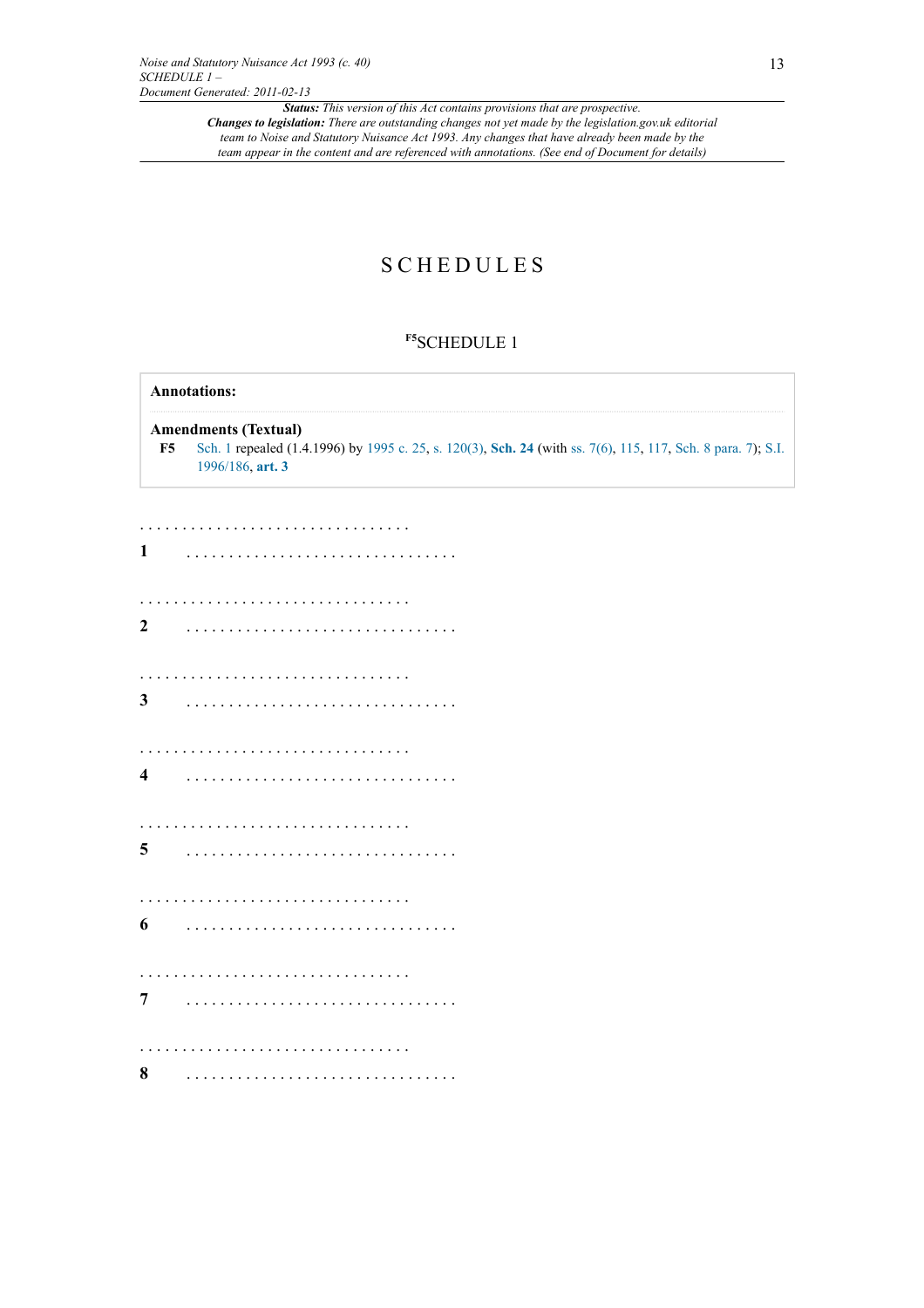# SCHEDULES

## [F5]SCHEDULE 1

**Annotations:**

**Amendments (Textual)**

**F5** Sch. 1 repealed (1.4.1996) by 1995 c. 25, s. 120(3), **Sch. 24** (with ss. 7(6), 115, 117, Sch. 8 para. 7); S.I. 1996/186, **art. 3**

. . . . . . . . . . . . . . . . . . . . . . . . . . . . . . . .

**1** . . . . . . . . . . . . . . . . . . . . . . . . . . . . . . . .

. . . . . . . . . . . . . . . . . . . . . . . . . . . . . . . .

**2** . . . . . . . . . . . . . . . . . . . . . . . . . . . . . . . .

. . . . . . . . . . . . . . . . . . . . . . . . . . . . . . . .

**3** . . . . . . . . . . . . . . . . . . . . . . . . . . . . . . . .

. . . . . . . . . . . . . . . . . . . . . . . . . . . . . . . .

**4** . . . . . . . . . . . . . . . . . . . . . . . . . . . . . . . .

. . . . . . . . . . . . . . . . . . . . . . . . . . . . . . . .

**5** . . . . . . . . . . . . . . . . . . . . . . . . . . . . . . . .

. . . . . . . . . . . . . . . . . . . . . . . . . . . . . . . .

**6** . . . . . . . . . . . . . . . . . . . . . . . . . . . . . . . .

. . . . . . . . . . . . . . . . . . . . . . . . . . . . . . . .

**7** . . . . . . . . . . . . . . . . . . . . . . . . . . . . . . . .

. . . . . . . . . . . . . . . . . . . . . . . . . . . . . . . .

**8** . . . . . . . . . . . . . . . . . . . . . . . . . . . . . . . .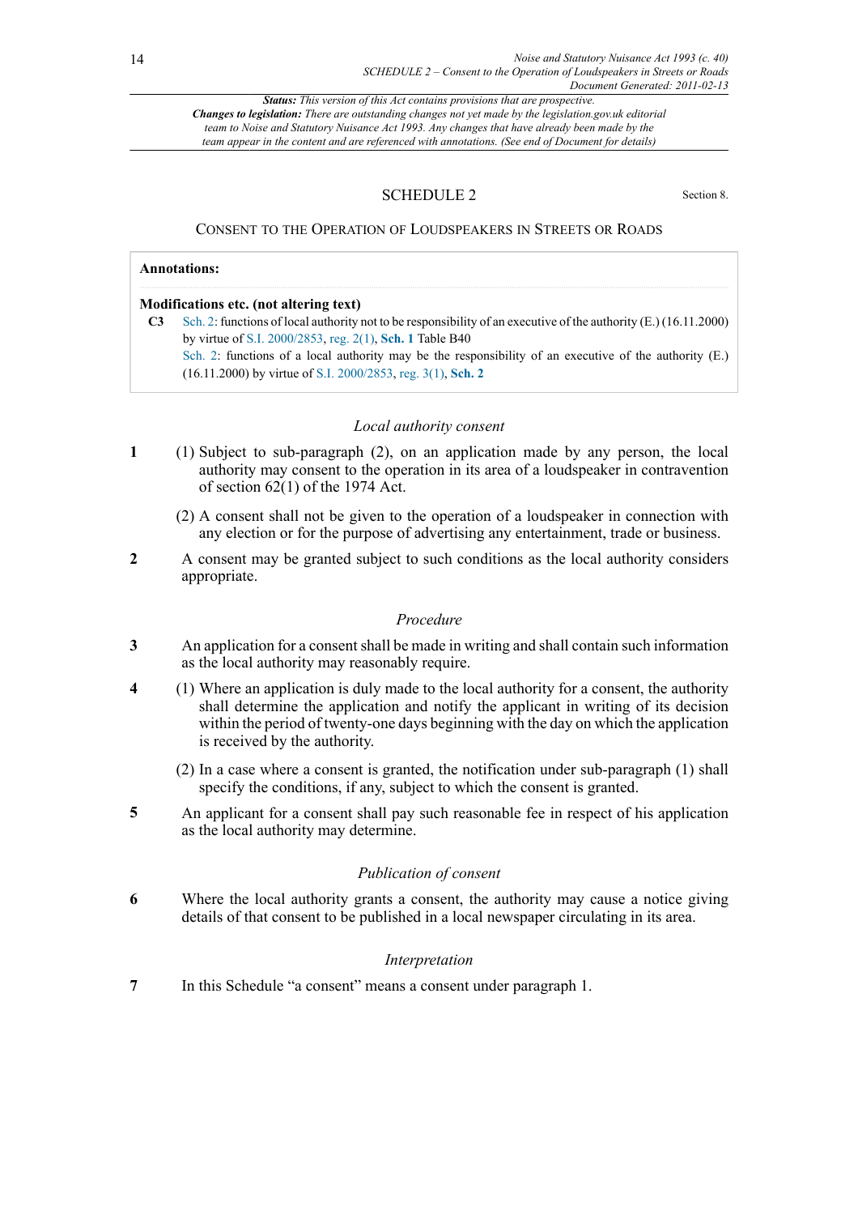## SCHEDULE 2

Section 8.

### CONSENT TO THE OPERATION OF LOUDSPEAKERS IN STREETS OR ROADS

**Annotations:**

**Modifications etc. (not altering text)**

**C3** Sch. 2: functions of local authority not to be responsibility of an executive of the authority (E.) (16.11.2000) by virtue of S.I. 2000/2853, reg. 2(1), **Sch. 1** Table B40

Sch. 2: functions of a local authority may be the responsibility of an executive of the authority (E.) (16.11.2000) by virtue of S.I. 2000/2853, reg. 3(1), **Sch. 2**

*Local authority consent*

**1** (1) Subject to sub-paragraph (2), on an application made by any person, the local authority may consent to the operation in its area of a loudspeaker in contravention of section 62(1) of the 1974 Act.

(2) A consent shall not be given to the operation of a loudspeaker in connection with any election or for the purpose of advertising any entertainment, trade or business.

**2** A consent may be granted subject to such conditions as the local authority considers appropriate.

*Procedure*

**3** An application for a consent shall be made in writing and shall contain such information as the local authority may reasonably require.

**4** (1) Where an application is duly made to the local authority for a consent, the authority shall determine the application and notify the applicant in writing of its decision within the period of twenty-one days beginning with the day on which the application is received by the authority.

(2) In a case where a consent is granted, the notification under sub-paragraph (1) shall specify the conditions, if any, subject to which the consent is granted.

**5** An applicant for a consent shall pay such reasonable fee in respect of his application as the local authority may determine.

*Publication of consent*

**6** Where the local authority grants a consent, the authority may cause a notice giving details of that consent to be published in a local newspaper circulating in its area.

*Interpretation*

**7** In this Schedule "a consent" means a consent under paragraph 1.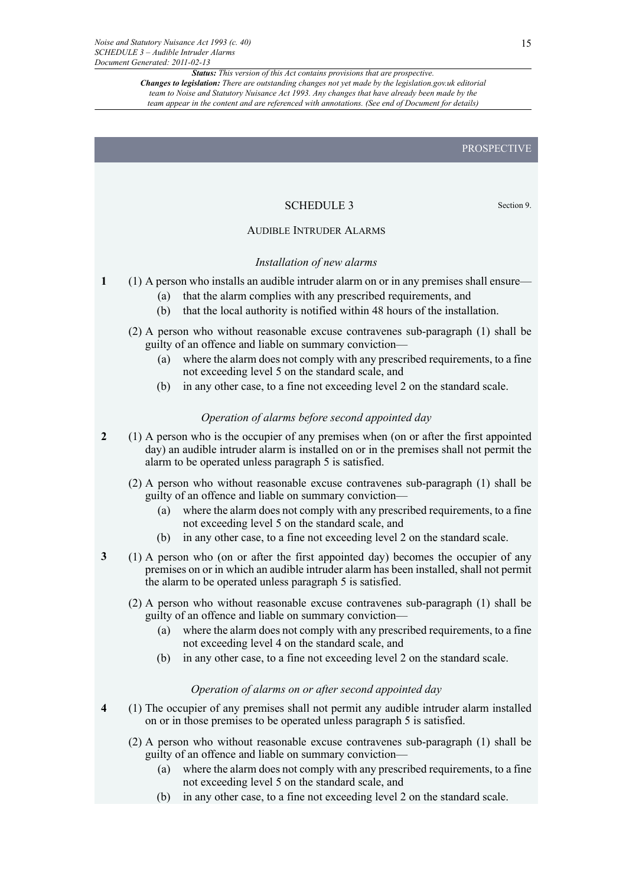PROSPECTIVE

## SCHEDULE 3

Section 9.

### AUDIBLE INTRUDER ALARMS

*Installation of new alarms*

**1** (1) A person who installs an audible intruder alarm on or in any premises shall ensure—

(a) that the alarm complies with any prescribed requirements, and

(b) that the local authority is notified within 48 hours of the installation.

(2) A person who without reasonable excuse contravenes sub-paragraph (1) shall be guilty of an offence and liable on summary conviction—

(a) where the alarm does not comply with any prescribed requirements, to a fine not exceeding level 5 on the standard scale, and

(b) in any other case, to a fine not exceeding level 2 on the standard scale.

*Operation of alarms before second appointed day*

**2** (1) A person who is the occupier of any premises when (on or after the first appointed day) an audible intruder alarm is installed on or in the premises shall not permit the alarm to be operated unless paragraph 5 is satisfied.

(2) A person who without reasonable excuse contravenes sub-paragraph (1) shall be guilty of an offence and liable on summary conviction—

(a) where the alarm does not comply with any prescribed requirements, to a fine not exceeding level 5 on the standard scale, and

(b) in any other case, to a fine not exceeding level 2 on the standard scale.

**3** (1) A person who (on or after the first appointed day) becomes the occupier of any premises on or in which an audible intruder alarm has been installed, shall not permit the alarm to be operated unless paragraph 5 is satisfied.

(2) A person who without reasonable excuse contravenes sub-paragraph (1) shall be guilty of an offence and liable on summary conviction—

(a) where the alarm does not comply with any prescribed requirements, to a fine not exceeding level 4 on the standard scale, and

(b) in any other case, to a fine not exceeding level 2 on the standard scale.

*Operation of alarms on or after second appointed day*

**4** (1) The occupier of any premises shall not permit any audible intruder alarm installed on or in those premises to be operated unless paragraph 5 is satisfied.

(2) A person who without reasonable excuse contravenes sub-paragraph (1) shall be guilty of an offence and liable on summary conviction—

(a) where the alarm does not comply with any prescribed requirements, to a fine not exceeding level 5 on the standard scale, and

(b) in any other case, to a fine not exceeding level 2 on the standard scale.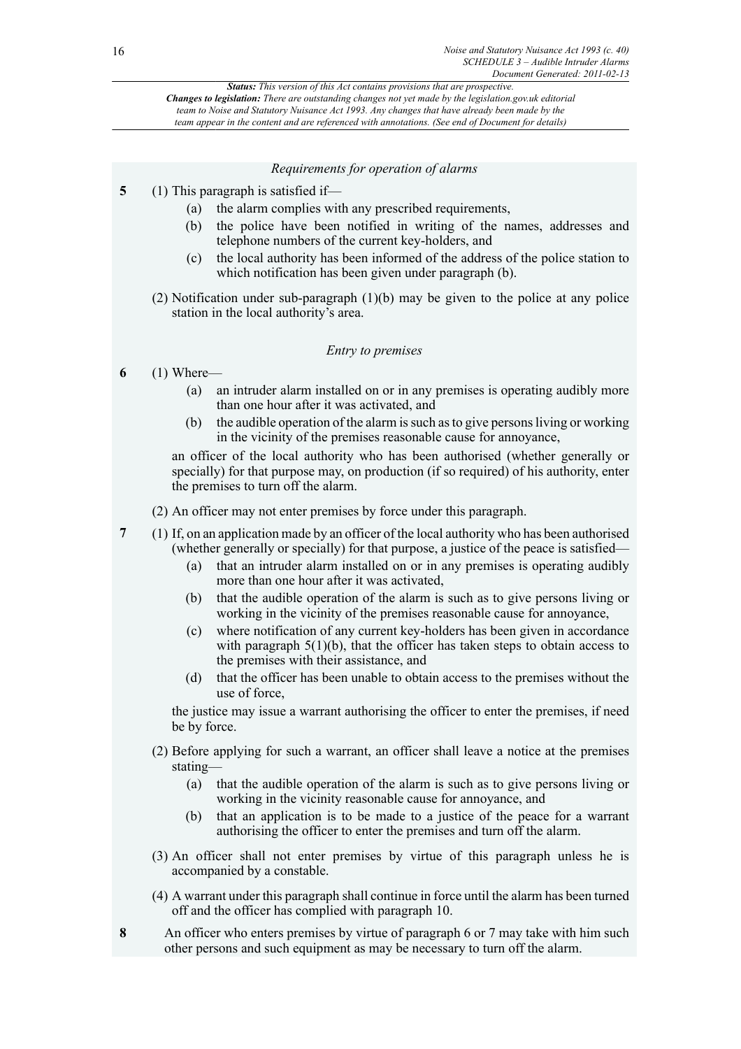*Requirements for operation of alarms*

**5** (1) This paragraph is satisfied if—

(a) the alarm complies with any prescribed requirements,

(b) the police have been notified in writing of the names, addresses and telephone numbers of the current key-holders, and

(c) the local authority has been informed of the address of the police station to which notification has been given under paragraph (b).

(2) Notification under sub-paragraph (1)(b) may be given to the police at any police station in the local authority's area.

*Entry to premises*

**6** (1) Where—

(a) an intruder alarm installed on or in any premises is operating audibly more than one hour after it was activated, and

(b) the audible operation of the alarm is such as to give persons living or working in the vicinity of the premises reasonable cause for annoyance,

an officer of the local authority who has been authorised (whether generally or specially) for that purpose may, on production (if so required) of his authority, enter the premises to turn off the alarm.

(2) An officer may not enter premises by force under this paragraph.

**7** (1) If, on an application made by an officer of the local authority who has been authorised (whether generally or specially) for that purpose, a justice of the peace is satisfied—

(a) that an intruder alarm installed on or in any premises is operating audibly more than one hour after it was activated,

(b) that the audible operation of the alarm is such as to give persons living or working in the vicinity of the premises reasonable cause for annoyance,

(c) where notification of any current key-holders has been given in accordance with paragraph 5(1)(b), that the officer has taken steps to obtain access to the premises with their assistance, and

(d) that the officer has been unable to obtain access to the premises without the use of force,

the justice may issue a warrant authorising the officer to enter the premises, if need be by force.

(2) Before applying for such a warrant, an officer shall leave a notice at the premises stating—

(a) that the audible operation of the alarm is such as to give persons living or working in the vicinity reasonable cause for annoyance, and

(b) that an application is to be made to a justice of the peace for a warrant authorising the officer to enter the premises and turn off the alarm.

(3) An officer shall not enter premises by virtue of this paragraph unless he is accompanied by a constable.

(4) A warrant under this paragraph shall continue in force until the alarm has been turned off and the officer has complied with paragraph 10.

**8** An officer who enters premises by virtue of paragraph 6 or 7 may take with him such other persons and such equipment as may be necessary to turn off the alarm.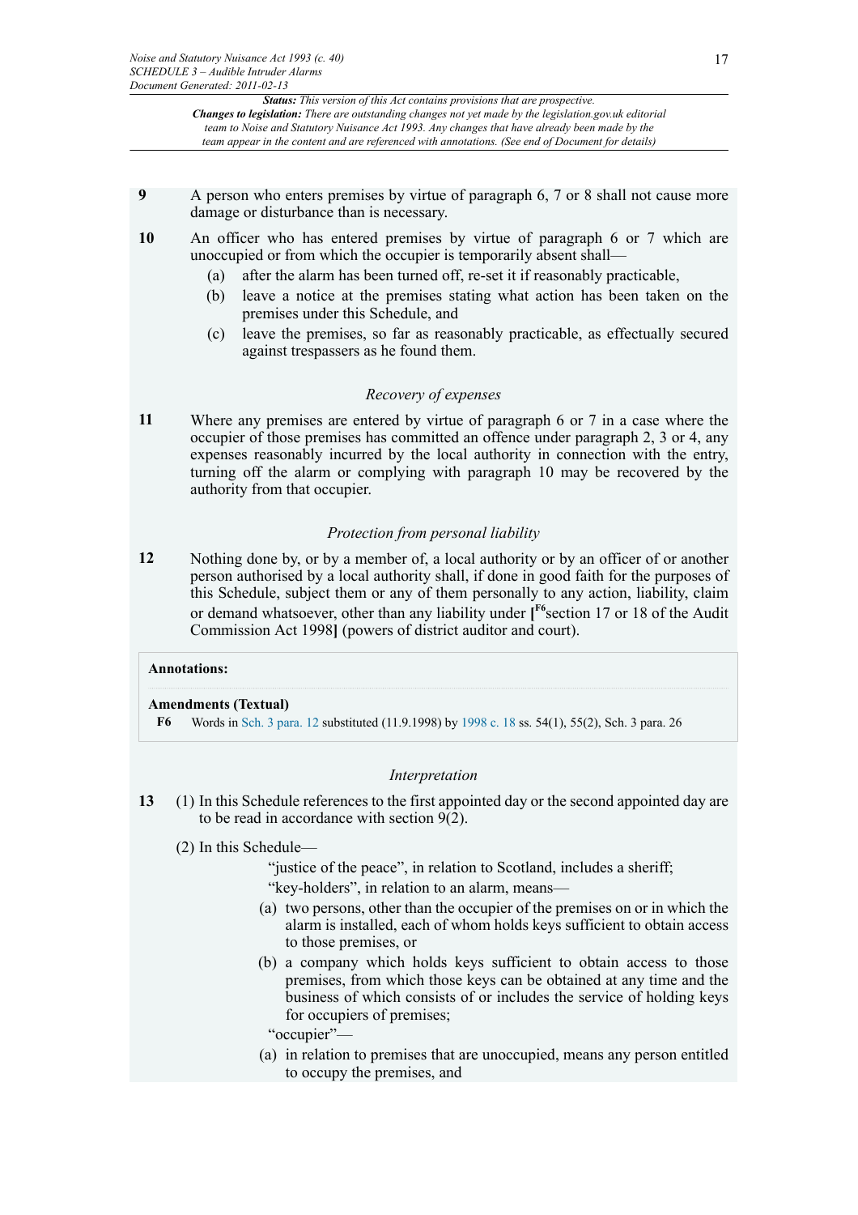**9** A person who enters premises by virtue of paragraph 6, 7 or 8 shall not cause more damage or disturbance than is necessary.

**10** An officer who has entered premises by virtue of paragraph 6 or 7 which are unoccupied or from which the occupier is temporarily absent shall—

(a) after the alarm has been turned off, re-set it if reasonably practicable,

(b) leave a notice at the premises stating what action has been taken on the premises under this Schedule, and

(c) leave the premises, so far as reasonably practicable, as effectually secured against trespassers as he found them.

*Recovery of expenses*

**11** Where any premises are entered by virtue of paragraph 6 or 7 in a case where the occupier of those premises has committed an offence under paragraph 2, 3 or 4, any expenses reasonably incurred by the local authority in connection with the entry, turning off the alarm or complying with paragraph 10 may be recovered by the authority from that occupier.

*Protection from personal liability*

**12** Nothing done by, or by a member of, a local authority or by an officer of or another person authorised by a local authority shall, if done in good faith for the purposes of this Schedule, subject them or any of them personally to any action, liability, claim or demand whatsoever, other than any liability under **[**[F6]section 17 or 18 of the Audit Commission Act 1998**]** (powers of district auditor and court).

**Annotations:**

**Amendments (Textual)**

**F6** Words in Sch. 3 para. 12 substituted (11.9.1998) by 1998 c. 18 ss. 54(1), 55(2), Sch. 3 para. 26

*Interpretation*

**13** (1) In this Schedule references to the first appointed day or the second appointed day are to be read in accordance with section 9(2).

(2) In this Schedule—

"justice of the peace", in relation to Scotland, includes a sheriff;

"key-holders", in relation to an alarm, means—

(a) two persons, other than the occupier of the premises on or in which the alarm is installed, each of whom holds keys sufficient to obtain access to those premises, or

(b) a company which holds keys sufficient to obtain access to those premises, from which those keys can be obtained at any time and the business of which consists of or includes the service of holding keys for occupiers of premises;

"occupier"—

(a) in relation to premises that are unoccupied, means any person entitled to occupy the premises, and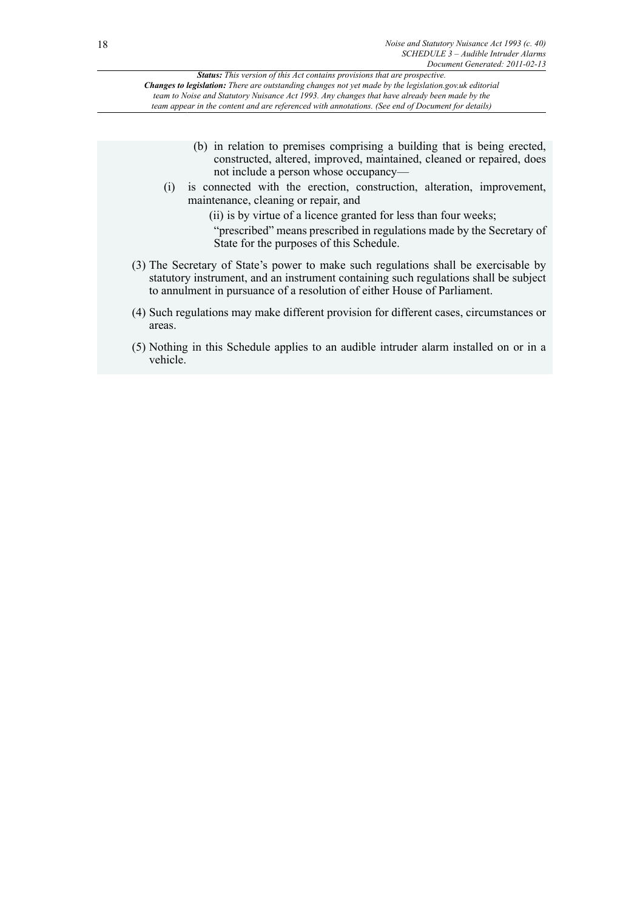(b) in relation to premises comprising a building that is being erected, constructed, altered, improved, maintained, cleaned or repaired, does not include a person whose occupancy—

(i) is connected with the erection, construction, alteration, improvement, maintenance, cleaning or repair, and

(ii) is by virtue of a licence granted for less than four weeks;

"prescribed" means prescribed in regulations made by the Secretary of State for the purposes of this Schedule.

(3) The Secretary of State's power to make such regulations shall be exercisable by statutory instrument, and an instrument containing such regulations shall be subject to annulment in pursuance of a resolution of either House of Parliament.

(4) Such regulations may make different provision for different cases, circumstances or areas.

(5) Nothing in this Schedule applies to an audible intruder alarm installed on or in a vehicle.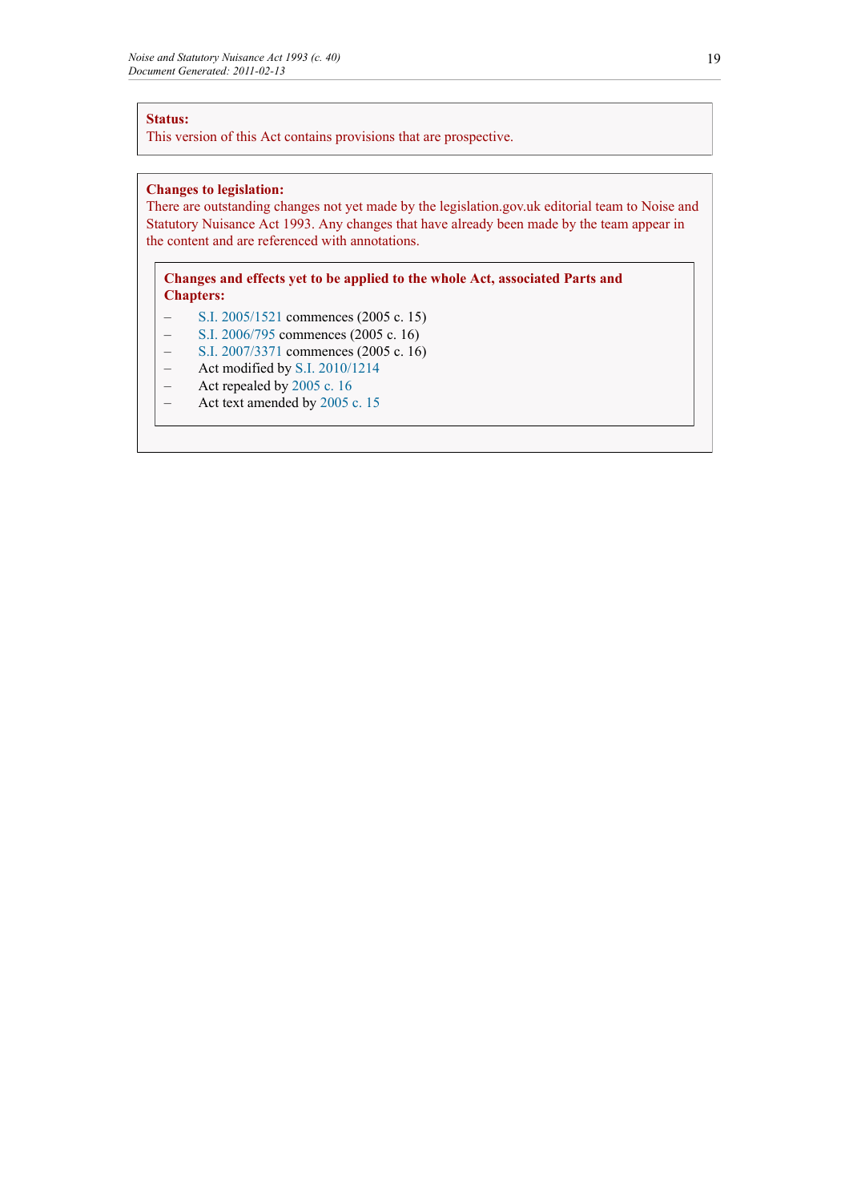**Status:**
This version of this Act contains provisions that are prospective.

**Changes to legislation:**
There are outstanding changes not yet made by the legislation.gov.uk editorial team to Noise and Statutory Nuisance Act 1993. Any changes that have already been made by the team appear in the content and are referenced with annotations.

**Changes and effects yet to be applied to the whole Act, associated Parts and Chapters:**

- S.I. 2005/1521 commences (2005 c. 15)
- S.I. 2006/795 commences (2005 c. 16)
- S.I. 2007/3371 commences (2005 c. 16)
- Act modified by S.I. 2010/1214
- Act repealed by 2005 c. 16
- Act text amended by 2005 c. 15